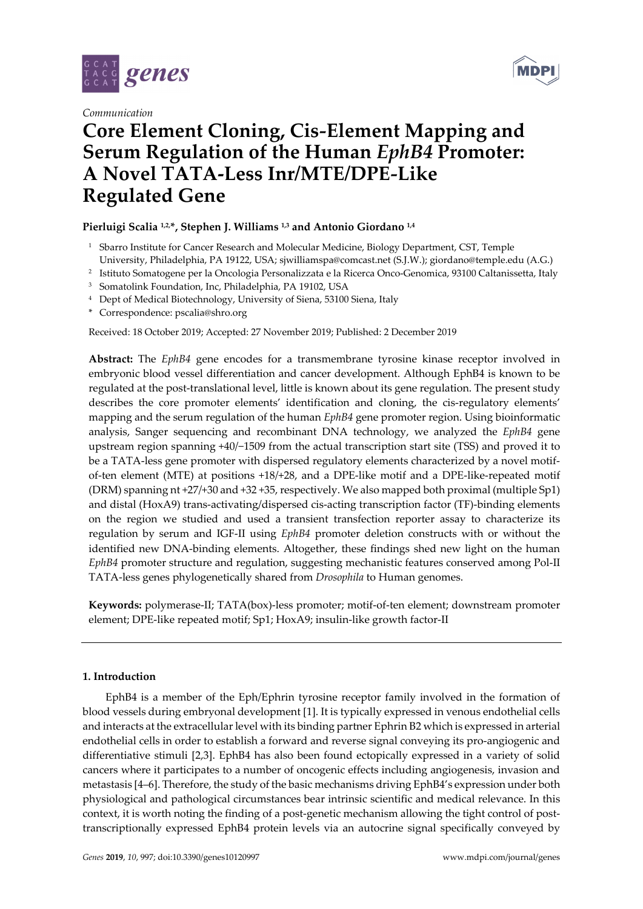*Communication*

# Core Element Cloning, Cis-Element Mapping and Serum Regulation of the Human *EphB4* Promoter: A Novel TATA-Less Inr/MTE/DPE-Like Regulated Gene

**Pierluigi Scalia [1,2,*], Stephen J. Williams [1,3] and Antonio Giordano [1,4]**

[1] Sbarro Institute for Cancer Research and Molecular Medicine, Biology Department, CST, Temple University, Philadelphia, PA 19122, USA; sjwilliamspa@comcast.net (S.J.W.); giordano@temple.edu (A.G.)

[2] Istituto Somatogene per la Oncologia Personalizzata e la Ricerca Onco-Genomica, 93100 Caltanissetta, Italy

[3] Somatolink Foundation, Inc, Philadelphia, PA 19102, USA

[4] Dept of Medical Biotechnology, University of Siena, 53100 Siena, Italy

\* Correspondence: pscalia@shro.org

Received: 18 October 2019; Accepted: 27 November 2019; Published: 2 December 2019

**Abstract:** The *EphB4* gene encodes for a transmembrane tyrosine kinase receptor involved in embryonic blood vessel differentiation and cancer development. Although EphB4 is known to be regulated at the post-translational level, little is known about its gene regulation. The present study describes the core promoter elements' identification and cloning, the cis-regulatory elements' mapping and the serum regulation of the human *EphB4* gene promoter region. Using bioinformatic analysis, Sanger sequencing and recombinant DNA technology, we analyzed the *EphB4* gene upstream region spanning +40/−1509 from the actual transcription start site (TSS) and proved it to be a TATA-less gene promoter with dispersed regulatory elements characterized by a novel motif-of-ten element (MTE) at positions +18/+28, and a DPE-like motif and a DPE-like-repeated motif (DRM) spanning nt +27/+30 and +32 +35, respectively. We also mapped both proximal (multiple Sp1) and distal (HoxA9) trans-activating/dispersed cis-acting transcription factor (TF)-binding elements on the region we studied and used a transient transfection reporter assay to characterize its regulation by serum and IGF-II using *EphB4* promoter deletion constructs with or without the identified new DNA-binding elements. Altogether, these findings shed new light on the human *EphB4* promoter structure and regulation, suggesting mechanistic features conserved among Pol-II TATA-less genes phylogenetically shared from *Drosophila* to Human genomes.

**Keywords:** polymerase-II; TATA(box)-less promoter; motif-of-ten element; downstream promoter element; DPE-like repeated motif; Sp1; HoxA9; insulin-like growth factor-II

## 1. Introduction

EphB4 is a member of the Eph/Ephrin tyrosine receptor family involved in the formation of blood vessels during embryonal development [1]. It is typically expressed in venous endothelial cells and interacts at the extracellular level with its binding partner Ephrin B2 which is expressed in arterial endothelial cells in order to establish a forward and reverse signal conveying its pro-angiogenic and differentiative stimuli [2,3]. EphB4 has also been found ectopically expressed in a variety of solid cancers where it participates to a number of oncogenic effects including angiogenesis, invasion and metastasis [4–6]. Therefore, the study of the basic mechanisms driving EphB4's expression under both physiological and pathological circumstances bear intrinsic scientific and medical relevance. In this context, it is worth noting the finding of a post-genetic mechanism allowing the tight control of post-transcriptionally expressed EphB4 protein levels via an autocrine signal specifically conveyed by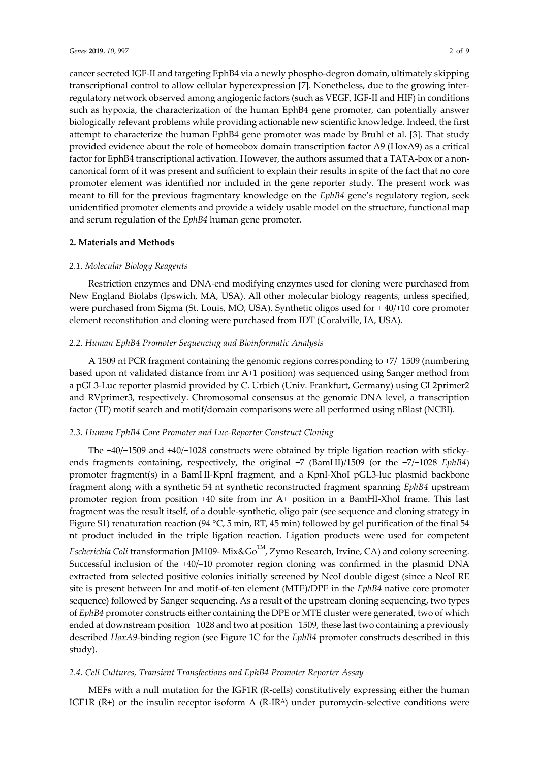cancer secreted IGF-II and targeting EphB4 via a newly phospho-degron domain, ultimately skipping transcriptional control to allow cellular hyperexpression [7]. Nonetheless, due to the growing inter-regulatory network observed among angiogenic factors (such as VEGF, IGF-II and HIF) in conditions such as hypoxia, the characterization of the human EphB4 gene promoter, can potentially answer biologically relevant problems while providing actionable new scientific knowledge. Indeed, the first attempt to characterize the human EphB4 gene promoter was made by Bruhl et al. [3]. That study provided evidence about the role of homeobox domain transcription factor A9 (HoxA9) as a critical factor for EphB4 transcriptional activation. However, the authors assumed that a TATA-box or a non-canonical form of it was present and sufficient to explain their results in spite of the fact that no core promoter element was identified nor included in the gene reporter study. The present work was meant to fill for the previous fragmentary knowledge on the *EphB4* gene's regulatory region, seek unidentified promoter elements and provide a widely usable model on the structure, functional map and serum regulation of the *EphB4* human gene promoter.

## 2. Materials and Methods

### *2.1. Molecular Biology Reagents*

Restriction enzymes and DNA-end modifying enzymes used for cloning were purchased from New England Biolabs (Ipswich, MA, USA). All other molecular biology reagents, unless specified, were purchased from Sigma (St. Louis, MO, USA). Synthetic oligos used for + 40/+10 core promoter element reconstitution and cloning were purchased from IDT (Coralville, IA, USA).

### *2.2. Human EphB4 Promoter Sequencing and Bioinformatic Analysis*

A 1509 nt PCR fragment containing the genomic regions corresponding to +7/−1509 (numbering based upon nt validated distance from inr A+1 position) was sequenced using Sanger method from a pGL3-Luc reporter plasmid provided by C. Urbich (Univ. Frankfurt, Germany) using GL2primer2 and RVprimer3, respectively. Chromosomal consensus at the genomic DNA level, a transcription factor (TF) motif search and motif/domain comparisons were all performed using nBlast (NCBI).

### *2.3. Human EphB4 Core Promoter and Luc-Reporter Construct Cloning*

The +40/−1509 and +40/−1028 constructs were obtained by triple ligation reaction with sticky-ends fragments containing, respectively, the original −7 (BamHI)/1509 (or the −7/−1028 *EphB4*) promoter fragment(s) in a BamHI-KpnI fragment, and a KpnI-XhoI pGL3-luc plasmid backbone fragment along with a synthetic 54 nt synthetic reconstructed fragment spanning *EphB4* upstream promoter region from position +40 site from inr A+ position in a BamHI-XhoI frame. This last fragment was the result itself, of a double-synthetic, oligo pair (see sequence and cloning strategy in Figure S1) renaturation reaction (94 °C, 5 min, RT, 45 min) followed by gel purification of the final 54 nt product included in the triple ligation reaction. Ligation products were used for competent *Escherichia Coli* transformation JM109- Mix&Go™, Zymo Research, Irvine, CA) and colony screening. Successful inclusion of the +40/−10 promoter region cloning was confirmed in the plasmid DNA extracted from selected positive colonies initially screened by NcoI double digest (since a NcoI RE site is present between Inr and motif-of-ten element (MTE)/DPE in the *EphB4* native core promoter sequence) followed by Sanger sequencing. As a result of the upstream cloning sequencing, two types of *EphB4* promoter constructs either containing the DPE or MTE cluster were generated, two of which ended at downstream position −1028 and two at position −1509, these last two containing a previously described *HoxA9*-binding region (see Figure 1C for the *EphB4* promoter constructs described in this study).

### *2.4. Cell Cultures, Transient Transfections and EphB4 Promoter Reporter Assay*

MEFs with a null mutation for the IGF1R (R-cells) constitutively expressing either the human IGF1R (R+) or the insulin receptor isoform A (R-IR$^A$) under puromycin-selective conditions were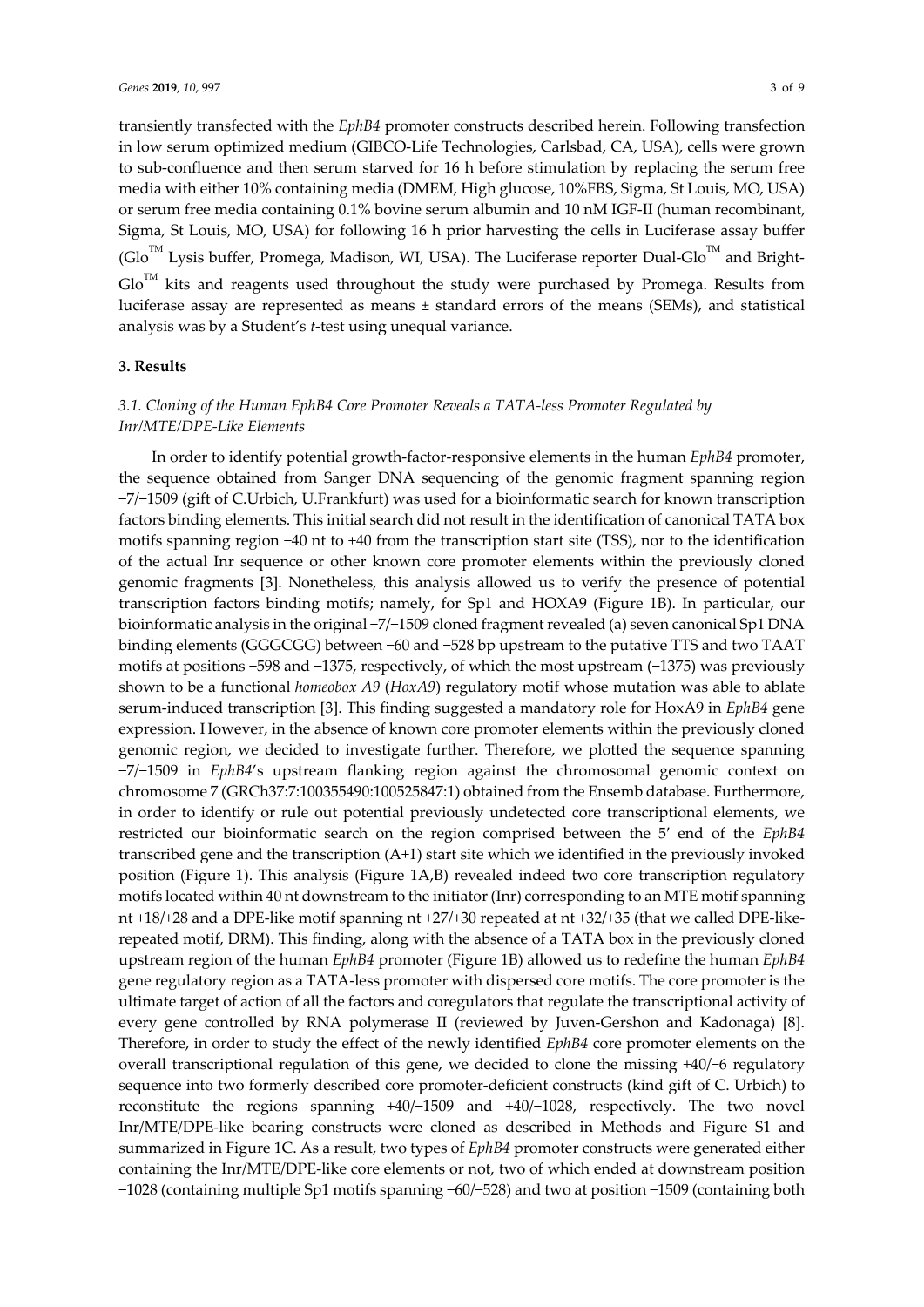transiently transfected with the *EphB4* promoter constructs described herein. Following transfection in low serum optimized medium (GIBCO-Life Technologies, Carlsbad, CA, USA), cells were grown to sub-confluence and then serum starved for 16 h before stimulation by replacing the serum free media with either 10% containing media (DMEM, High glucose, 10%FBS, Sigma, St Louis, MO, USA) or serum free media containing 0.1% bovine serum albumin and 10 nM IGF-II (human recombinant, Sigma, St Louis, MO, USA) for following 16 h prior harvesting the cells in Luciferase assay buffer (Glo™ Lysis buffer, Promega, Madison, WI, USA). The Luciferase reporter Dual-Glo™ and Bright-Glo™ kits and reagents used throughout the study were purchased by Promega. Results from luciferase assay are represented as means ± standard errors of the means (SEMs), and statistical analysis was by a Student's *t*-test using unequal variance.

## 3. Results

### 3.1. Cloning of the Human EphB4 Core Promoter Reveals a TATA-less Promoter Regulated by Inr/MTE/DPE-Like Elements

In order to identify potential growth-factor-responsive elements in the human *EphB4* promoter, the sequence obtained from Sanger DNA sequencing of the genomic fragment spanning region −7/−1509 (gift of C.Urbich, U.Frankfurt) was used for a bioinformatic search for known transcription factors binding elements. This initial search did not result in the identification of canonical TATA box motifs spanning region −40 nt to +40 from the transcription start site (TSS), nor to the identification of the actual Inr sequence or other known core promoter elements within the previously cloned genomic fragments [3]. Nonetheless, this analysis allowed us to verify the presence of potential transcription factors binding motifs; namely, for Sp1 and HOXA9 (Figure 1B). In particular, our bioinformatic analysis in the original −7/−1509 cloned fragment revealed (a) seven canonical Sp1 DNA binding elements (GGGCGG) between −60 and −528 bp upstream to the putative TTS and two TAAT motifs at positions −598 and −1375, respectively, of which the most upstream (−1375) was previously shown to be a functional *homeobox A9* (*HoxA9*) regulatory motif whose mutation was able to ablate serum-induced transcription [3]. This finding suggested a mandatory role for HoxA9 in *EphB4* gene expression. However, in the absence of known core promoter elements within the previously cloned genomic region, we decided to investigate further. Therefore, we plotted the sequence spanning −7/−1509 in *EphB4*'s upstream flanking region against the chromosomal genomic context on chromosome 7 (GRCh37:7:100355490:100525847:1) obtained from the Ensemb database. Furthermore, in order to identify or rule out potential previously undetected core transcriptional elements, we restricted our bioinformatic search on the region comprised between the 5′ end of the *EphB4* transcribed gene and the transcription (A+1) start site which we identified in the previously invoked position (Figure 1). This analysis (Figure 1A,B) revealed indeed two core transcription regulatory motifs located within 40 nt downstream to the initiator (Inr) corresponding to an MTE motif spanning nt +18/+28 and a DPE-like motif spanning nt +27/+30 repeated at nt +32/+35 (that we called DPE-like-repeated motif, DRM). This finding, along with the absence of a TATA box in the previously cloned upstream region of the human *EphB4* promoter (Figure 1B) allowed us to redefine the human *EphB4* gene regulatory region as a TATA-less promoter with dispersed core motifs. The core promoter is the ultimate target of action of all the factors and coregulators that regulate the transcriptional activity of every gene controlled by RNA polymerase II (reviewed by Juven-Gershon and Kadonaga) [8]. Therefore, in order to study the effect of the newly identified *EphB4* core promoter elements on the overall transcriptional regulation of this gene, we decided to clone the missing +40/−6 regulatory sequence into two formerly described core promoter-deficient constructs (kind gift of C. Urbich) to reconstitute the regions spanning +40/−1509 and +40/−1028, respectively. The two novel Inr/MTE/DPE-like bearing constructs were cloned as described in Methods and Figure S1 and summarized in Figure 1C. As a result, two types of *EphB4* promoter constructs were generated either containing the Inr/MTE/DPE-like core elements or not, two of which ended at downstream position −1028 (containing multiple Sp1 motifs spanning −60/−528) and two at position −1509 (containing both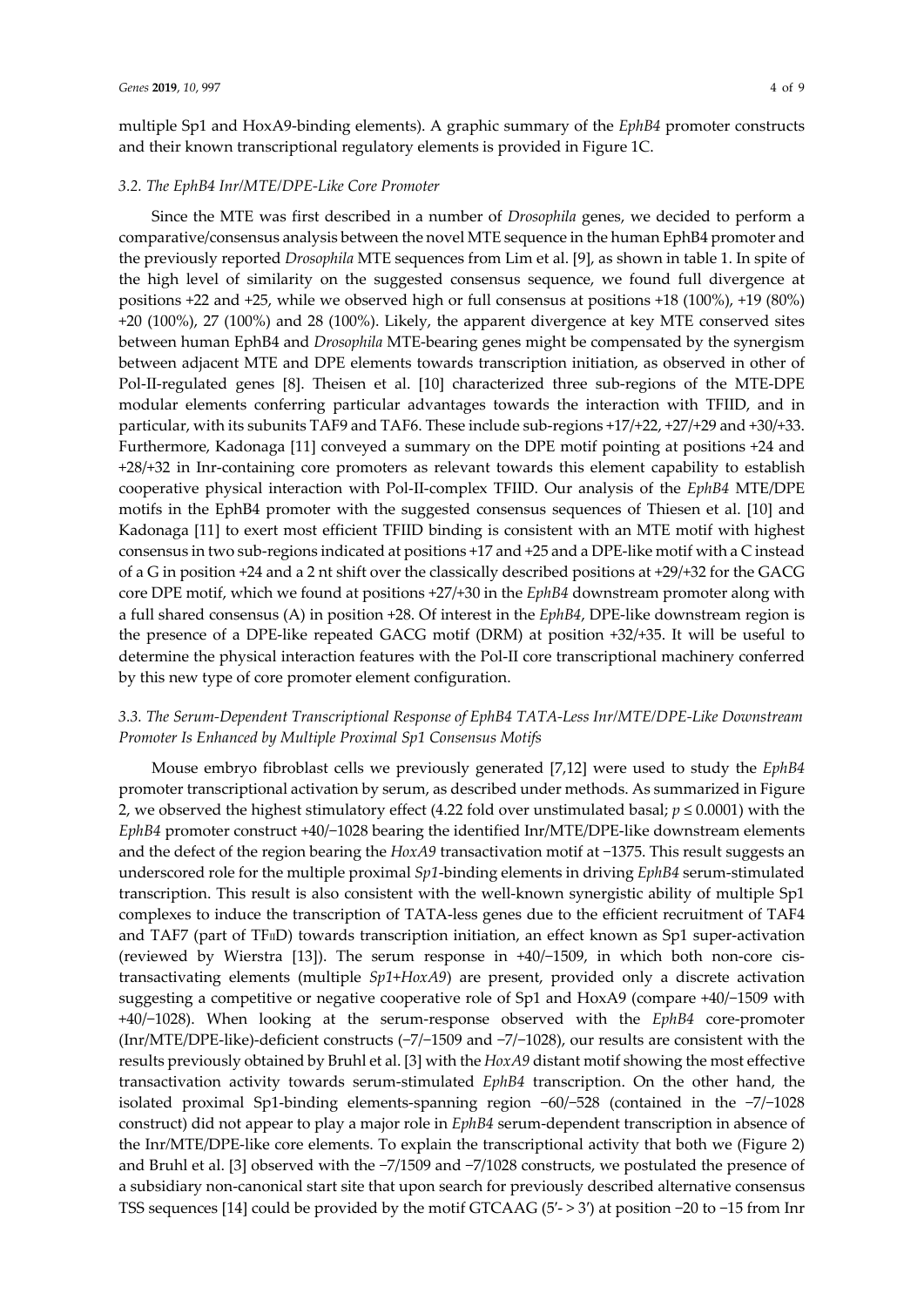multiple Sp1 and HoxA9-binding elements). A graphic summary of the *EphB4* promoter constructs and their known transcriptional regulatory elements is provided in Figure 1C.

### 3.2. The EphB4 Inr/MTE/DPE-Like Core Promoter

Since the MTE was first described in a number of *Drosophila* genes, we decided to perform a comparative/consensus analysis between the novel MTE sequence in the human EphB4 promoter and the previously reported *Drosophila* MTE sequences from Lim et al. [9], as shown in table 1. In spite of the high level of similarity on the suggested consensus sequence, we found full divergence at positions +22 and +25, while we observed high or full consensus at positions +18 (100%), +19 (80%) +20 (100%), 27 (100%) and 28 (100%). Likely, the apparent divergence at key MTE conserved sites between human EphB4 and *Drosophila* MTE-bearing genes might be compensated by the synergism between adjacent MTE and DPE elements towards transcription initiation, as observed in other of Pol-II-regulated genes [8]. Theisen et al. [10] characterized three sub-regions of the MTE-DPE modular elements conferring particular advantages towards the interaction with TFIID, and in particular, with its subunits TAF9 and TAF6. These include sub-regions +17/+22, +27/+29 and +30/+33. Furthermore, Kadonaga [11] conveyed a summary on the DPE motif pointing at positions +24 and +28/+32 in Inr-containing core promoters as relevant towards this element capability to establish cooperative physical interaction with Pol-II-complex TFIID. Our analysis of the *EphB4* MTE/DPE motifs in the EphB4 promoter with the suggested consensus sequences of Thiesen et al. [10] and Kadonaga [11] to exert most efficient TFIID binding is consistent with an MTE motif with highest consensus in two sub-regions indicated at positions +17 and +25 and a DPE-like motif with a C instead of a G in position +24 and a 2 nt shift over the classically described positions at +29/+32 for the GACG core DPE motif, which we found at positions +27/+30 in the *EphB4* downstream promoter along with a full shared consensus (A) in position +28. Of interest in the *EphB4*, DPE-like downstream region is the presence of a DPE-like repeated GACG motif (DRM) at position +32/+35. It will be useful to determine the physical interaction features with the Pol-II core transcriptional machinery conferred by this new type of core promoter element configuration.

### 3.3. The Serum-Dependent Transcriptional Response of EphB4 TATA-Less Inr/MTE/DPE-Like Downstream Promoter Is Enhanced by Multiple Proximal Sp1 Consensus Motifs

Mouse embryo fibroblast cells we previously generated [7,12] were used to study the *EphB4* promoter transcriptional activation by serum, as described under methods. As summarized in Figure 2, we observed the highest stimulatory effect (4.22 fold over unstimulated basal; $p \leq 0.0001$) with the *EphB4* promoter construct +40/−1028 bearing the identified Inr/MTE/DPE-like downstream elements and the defect of the region bearing the *HoxA9* transactivation motif at −1375. This result suggests an underscored role for the multiple proximal *Sp1*-binding elements in driving *EphB4* serum-stimulated transcription. This result is also consistent with the well-known synergistic ability of multiple Sp1 complexes to induce the transcription of TATA-less genes due to the efficient recruitment of TAF4 and TAF7 (part of $TF_{II}D$) towards transcription initiation, an effect known as Sp1 super-activation (reviewed by Wierstra [13]). The serum response in +40/−1509, in which both non-core cis-transactivating elements (multiple *Sp1*+*HoxA9*) are present, provided only a discrete activation suggesting a competitive or negative cooperative role of Sp1 and HoxA9 (compare +40/−1509 with +40/−1028). When looking at the serum-response observed with the *EphB4* core-promoter (Inr/MTE/DPE-like)-deficient constructs (−7/−1509 and −7/−1028), our results are consistent with the results previously obtained by Bruhl et al. [3] with the *HoxA9* distant motif showing the most effective transactivation activity towards serum-stimulated *EphB4* transcription. On the other hand, the isolated proximal Sp1-binding elements-spanning region −60/−528 (contained in the −7/−1028 construct) did not appear to play a major role in *EphB4* serum-dependent transcription in absence of the Inr/MTE/DPE-like core elements. To explain the transcriptional activity that both we (Figure 2) and Bruhl et al. [3] observed with the −7/1509 and −7/1028 constructs, we postulated the presence of a subsidiary non-canonical start site that upon search for previously described alternative consensus TSS sequences [14] could be provided by the motif GTCAAG (5′- > 3′) at position −20 to −15 from Inr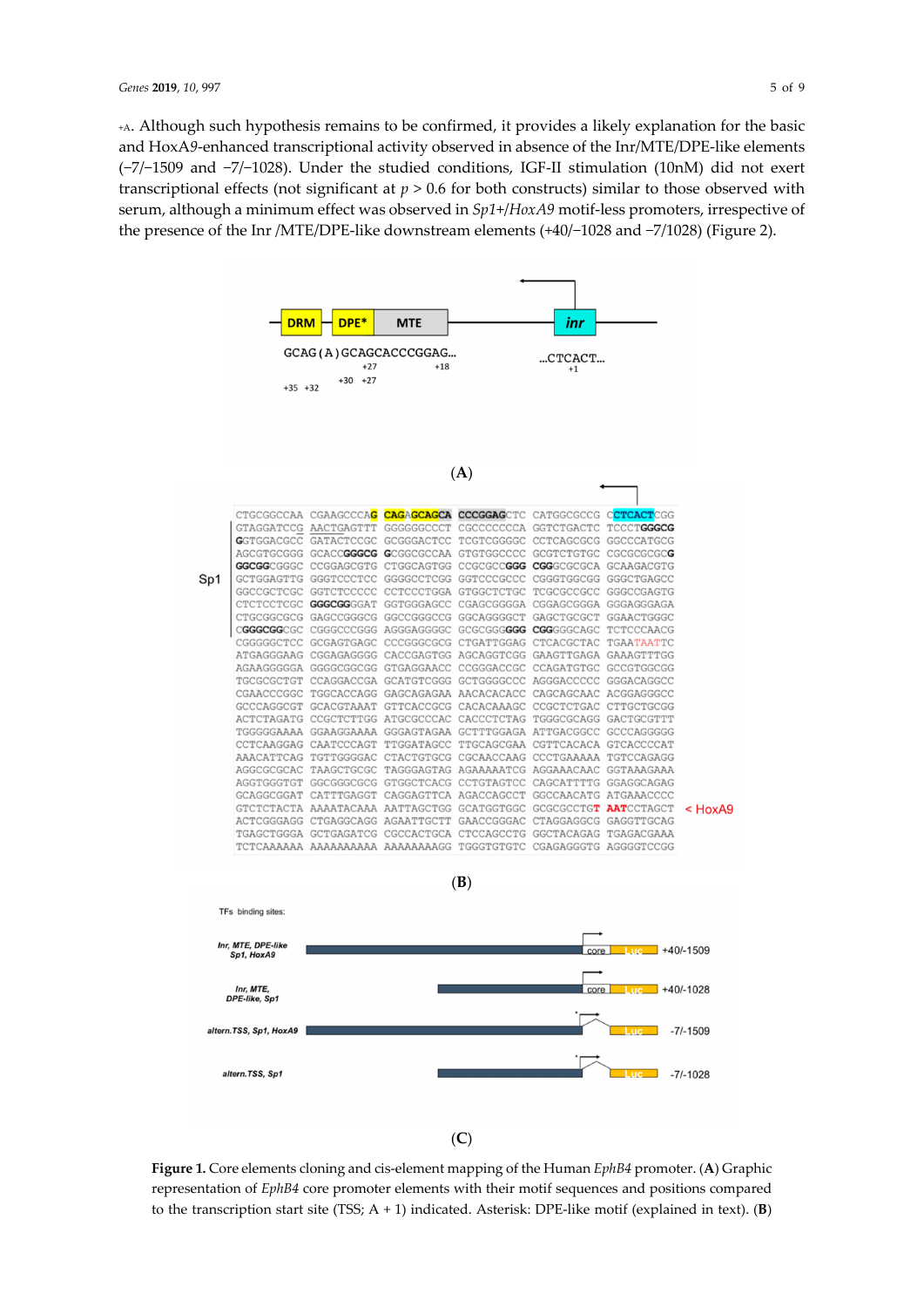+A. Although such hypothesis remains to be confirmed, it provides a likely explanation for the basic and HoxA9-enhanced transcriptional activity observed in absence of the Inr/MTE/DPE-like elements (−7/−1509 and −7/−1028). Under the studied conditions, IGF-II stimulation (10nM) did not exert transcriptional effects (not significant at $p > 0.6$ for both constructs) similar to those observed with serum, although a minimum effect was observed in *Sp1+/HoxA9* motif-less promoters, irrespective of the presence of the Inr /MTE/DPE-like downstream elements (+40/−1028 and −7/1028) (Figure 2).

(A)

(B)

(C)

**Figure 1.** Core elements cloning and cis-element mapping of the Human *EphB4* promoter. (**A**) Graphic representation of *EphB4* core promoter elements with their motif sequences and positions compared to the transcription start site (TSS; A + 1) indicated. Asterisk: DPE-like motif (explained in text). (**B**)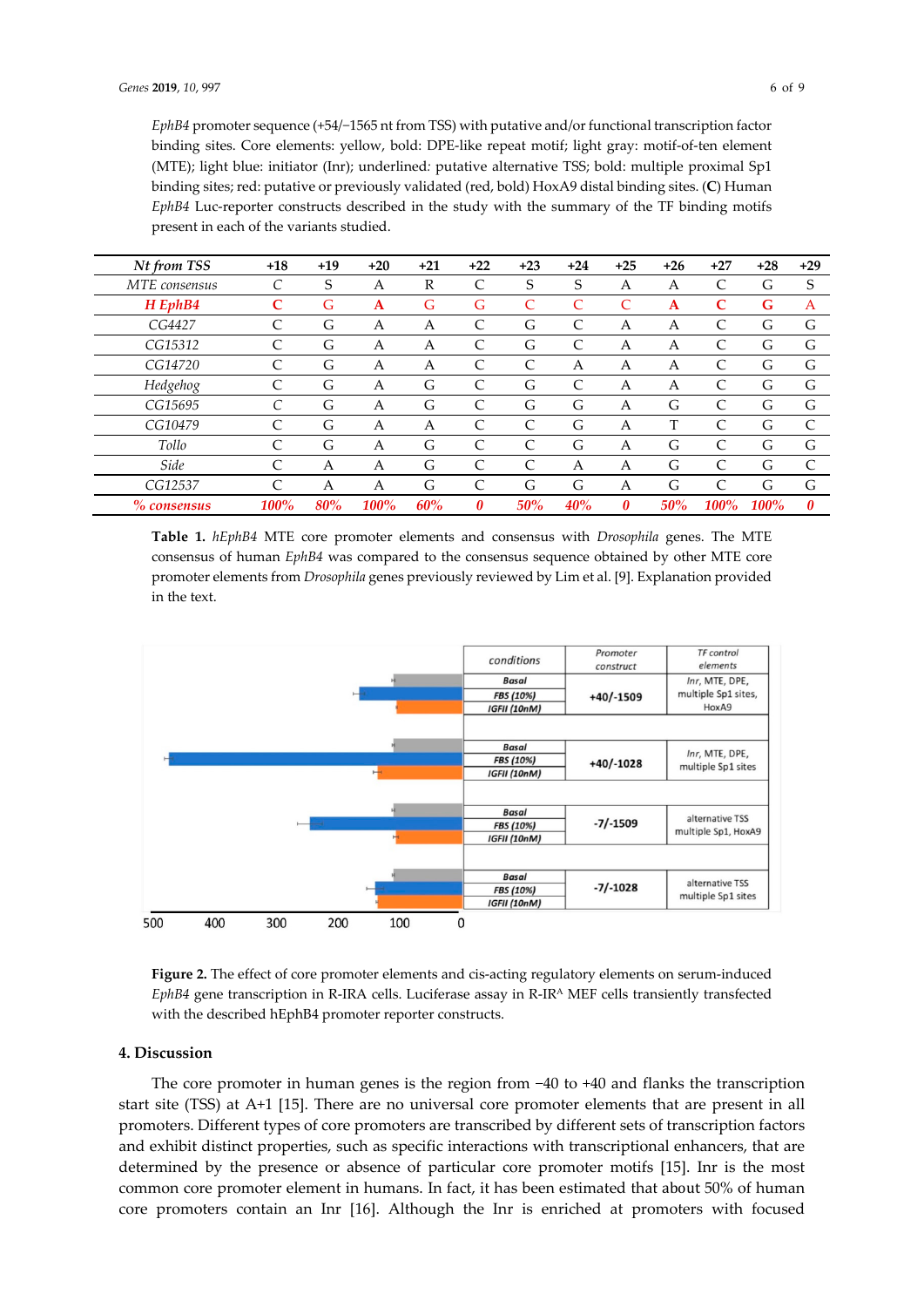*EphB4* promoter sequence (+54/−1565 nt from TSS) with putative and/or functional transcription factor binding sites. Core elements: yellow, bold: DPE-like repeat motif; light gray: motif-of-ten element (MTE); light blue: initiator (Inr); underlined: putative alternative TSS; bold: multiple proximal Sp1 binding sites; red: putative or previously validated (red, bold) HoxA9 distal binding sites. (**C**) Human *EphB4* Luc-reporter constructs described in the study with the summary of the TF binding motifs present in each of the variants studied.

| *Nt from TSS* | +18 | +19 | +20 | +21 | +22 | +23 | +24 | +25 | +26 | +27 | +28 | +29 |
|---|---|---|---|---|---|---|---|---|---|---|---|---|
| *MTE consensus* | C | S | A | R | C | S | S | A | A | C | G | S |
| ***H EphB4*** | **C** | G | **A** | G | G | C | C | C | **A** | **C** | **G** | A |
| *CG4427* | C | G | A | A | C | G | C | A | A | C | G | G |
| *CG15312* | C | G | A | A | C | G | C | A | A | C | G | G |
| *CG14720* | C | G | A | A | C | C | A | A | A | C | G | G |
| *Hedgehog* | C | G | A | G | C | G | C | A | A | C | G | G |
| *CG15695* | C | G | A | G | C | G | G | A | G | C | G | G |
| *CG10479* | C | G | A | A | C | C | G | A | T | C | G | C |
| *Tollo* | C | G | A | G | C | C | G | A | G | C | G | G |
| *Side* | C | A | A | G | C | C | A | A | G | C | G | C |
| *CG12537* | C | A | A | G | C | G | G | A | G | C | G | G |
| *% consensus* | *100%* | *80%* | *100%* | *60%* | *0* | *50%* | *40%* | *0* | *50%* | *100%* | *100%* | *0* |

**Table 1.** *hEphB4* MTE core promoter elements and consensus with *Drosophila* genes. The MTE consensus of human *EphB4* was compared to the consensus sequence obtained by other MTE core promoter elements from *Drosophila* genes previously reviewed by Lim et al. [9]. Explanation provided in the text.

| conditions | Promoter construct | TF control elements |
|---|---|---|
| Basal / FBS (10%) / IGFII (10nM) | +40/-1509 | Inr, MTE, DPE, multiple Sp1 sites, HoxA9 |
| Basal / FBS (10%) / IGFII (10nM) | +40/-1028 | Inr, MTE, DPE, multiple Sp1 sites |
| Basal / FBS (10%) / IGFII (10nM) | -7/-1509 | alternative TSS multiple Sp1, HoxA9 |
| Basal / FBS (10%) / IGFII (10nM) | -7/-1028 | alternative TSS multiple Sp1 sites |

**Figure 2.** The effect of core promoter elements and cis-acting regulatory elements on serum-induced *EphB4* gene transcription in R-IRA cells. Luciferase assay in R-IR[A] MEF cells transiently transfected with the described hEphB4 promoter reporter constructs.

## 4. Discussion

The core promoter in human genes is the region from −40 to +40 and flanks the transcription start site (TSS) at A+1 [15]. There are no universal core promoter elements that are present in all promoters. Different types of core promoters are transcribed by different sets of transcription factors and exhibit distinct properties, such as specific interactions with transcriptional enhancers, that are determined by the presence or absence of particular core promoter motifs [15]. Inr is the most common core promoter element in humans. In fact, it has been estimated that about 50% of human core promoters contain an Inr [16]. Although the Inr is enriched at promoters with focused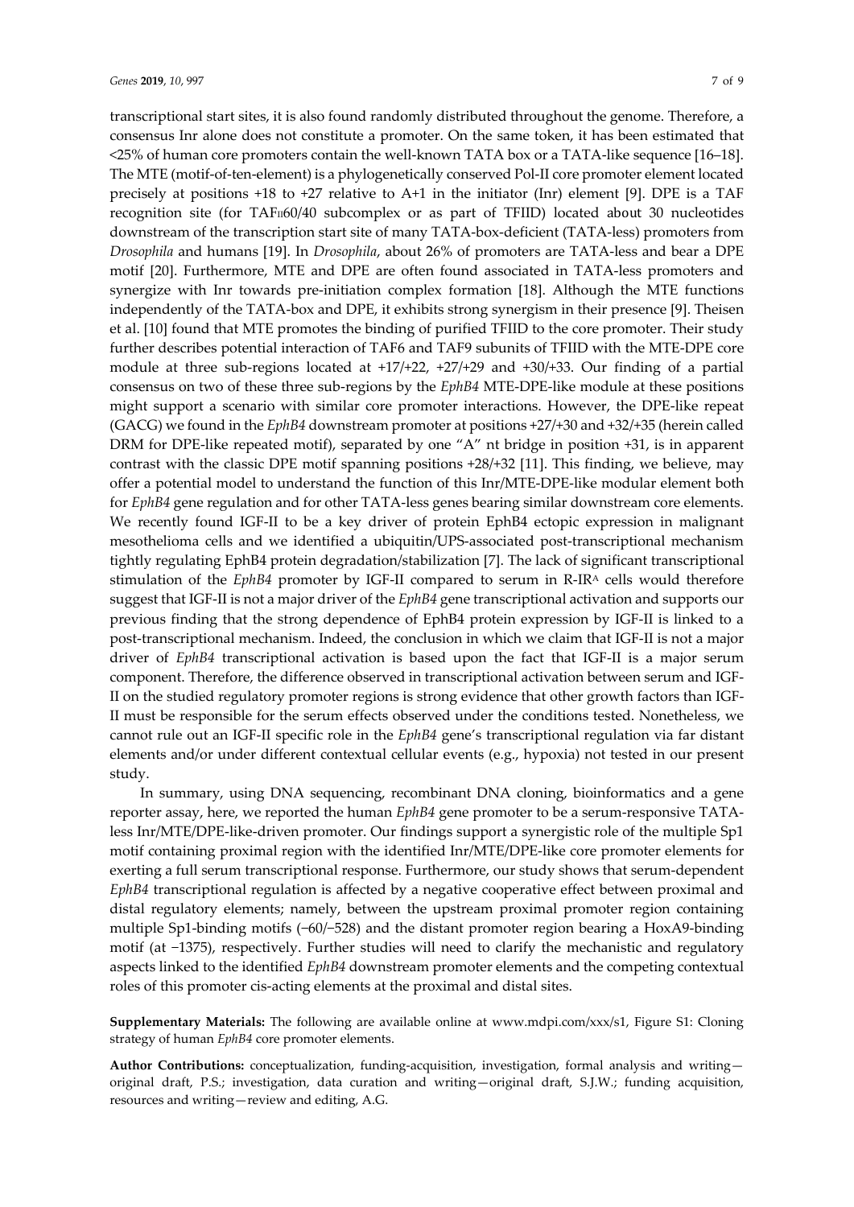transcriptional start sites, it is also found randomly distributed throughout the genome. Therefore, a consensus Inr alone does not constitute a promoter. On the same token, it has been estimated that <25% of human core promoters contain the well-known TATA box or a TATA-like sequence [16–18]. The MTE (motif-of-ten-element) is a phylogenetically conserved Pol-II core promoter element located precisely at positions +18 to +27 relative to A+1 in the initiator (Inr) element [9]. DPE is a TAF recognition site (for $TAF_{II}60/40$ subcomplex or as part of TFIID) located about 30 nucleotides downstream of the transcription start site of many TATA-box-deficient (TATA-less) promoters from *Drosophila* and humans [19]. In *Drosophila*, about 26% of promoters are TATA-less and bear a DPE motif [20]. Furthermore, MTE and DPE are often found associated in TATA-less promoters and synergize with Inr towards pre-initiation complex formation [18]. Although the MTE functions independently of the TATA-box and DPE, it exhibits strong synergism in their presence [9]. Theisen et al. [10] found that MTE promotes the binding of purified TFIID to the core promoter. Their study further describes potential interaction of TAF6 and TAF9 subunits of TFIID with the MTE-DPE core module at three sub-regions located at +17/+22, +27/+29 and +30/+33. Our finding of a partial consensus on two of these three sub-regions by the *EphB4* MTE-DPE-like module at these positions might support a scenario with similar core promoter interactions. However, the DPE-like repeat (GACG) we found in the *EphB4* downstream promoter at positions +27/+30 and +32/+35 (herein called DRM for DPE-like repeated motif), separated by one "A" nt bridge in position +31, is in apparent contrast with the classic DPE motif spanning positions +28/+32 [11]. This finding, we believe, may offer a potential model to understand the function of this Inr/MTE-DPE-like modular element both for *EphB4* gene regulation and for other TATA-less genes bearing similar downstream core elements. We recently found IGF-II to be a key driver of protein EphB4 ectopic expression in malignant mesothelioma cells and we identified a ubiquitin/UPS-associated post-transcriptional mechanism tightly regulating EphB4 protein degradation/stabilization [7]. The lack of significant transcriptional stimulation of the *EphB4* promoter by IGF-II compared to serum in R-$IR^{A}$ cells would therefore suggest that IGF-II is not a major driver of the *EphB4* gene transcriptional activation and supports our previous finding that the strong dependence of EphB4 protein expression by IGF-II is linked to a post-transcriptional mechanism. Indeed, the conclusion in which we claim that IGF-II is not a major driver of *EphB4* transcriptional activation is based upon the fact that IGF-II is a major serum component. Therefore, the difference observed in transcriptional activation between serum and IGF-II on the studied regulatory promoter regions is strong evidence that other growth factors than IGF-II must be responsible for the serum effects observed under the conditions tested. Nonetheless, we cannot rule out an IGF-II specific role in the *EphB4* gene's transcriptional regulation via far distant elements and/or under different contextual cellular events (e.g., hypoxia) not tested in our present study.

In summary, using DNA sequencing, recombinant DNA cloning, bioinformatics and a gene reporter assay, here, we reported the human *EphB4* gene promoter to be a serum-responsive TATA-less Inr/MTE/DPE-like-driven promoter. Our findings support a synergistic role of the multiple Sp1 motif containing proximal region with the identified Inr/MTE/DPE-like core promoter elements for exerting a full serum transcriptional response. Furthermore, our study shows that serum-dependent *EphB4* transcriptional regulation is affected by a negative cooperative effect between proximal and distal regulatory elements; namely, between the upstream proximal promoter region containing multiple Sp1-binding motifs (−60/−528) and the distant promoter region bearing a HoxA9-binding motif (at −1375), respectively. Further studies will need to clarify the mechanistic and regulatory aspects linked to the identified *EphB4* downstream promoter elements and the competing contextual roles of this promoter cis-acting elements at the proximal and distal sites.

**Supplementary Materials:** The following are available online at www.mdpi.com/xxx/s1, Figure S1: Cloning strategy of human *EphB4* core promoter elements.

**Author Contributions:** conceptualization, funding-acquisition, investigation, formal analysis and writing—original draft, P.S.; investigation, data curation and writing—original draft, S.J.W.; funding acquisition, resources and writing—review and editing, A.G.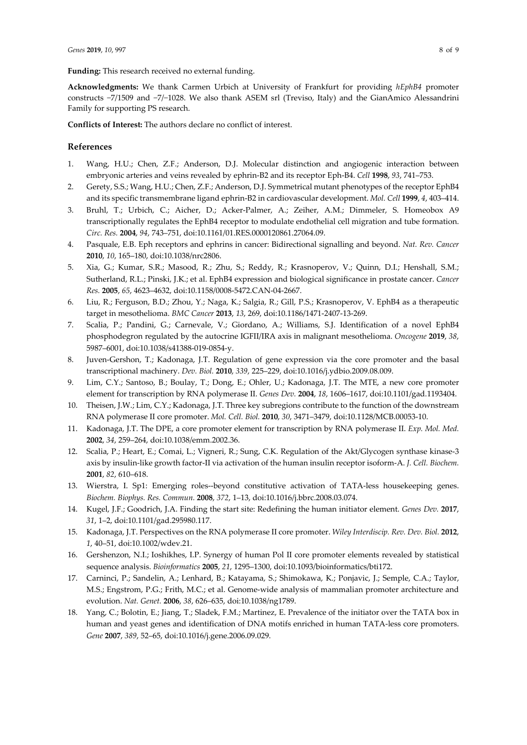**Funding:** This research received no external funding.

**Acknowledgments:** We thank Carmen Urbich at University of Frankfurt for providing *hEphB4* promoter constructs −7/1509 and −7/−1028. We also thank ASEM srl (Treviso, Italy) and the GianAmico Alessandrini Family for supporting PS research.

**Conflicts of Interest:** The authors declare no conflict of interest.

## References

1. Wang, H.U.; Chen, Z.F.; Anderson, D.J. Molecular distinction and angiogenic interaction between embryonic arteries and veins revealed by ephrin-B2 and its receptor Eph-B4. *Cell* **1998**, *93*, 741–753.
2. Gerety, S.S.; Wang, H.U.; Chen, Z.F.; Anderson, D.J. Symmetrical mutant phenotypes of the receptor EphB4 and its specific transmembrane ligand ephrin-B2 in cardiovascular development. *Mol. Cell* **1999**, *4*, 403–414.
3. Bruhl, T.; Urbich, C.; Aicher, D.; Acker-Palmer, A.; Zeiher, A.M.; Dimmeler, S. Homeobox A9 transcriptionally regulates the EphB4 receptor to modulate endothelial cell migration and tube formation. *Circ. Res.* **2004**, *94*, 743–751, doi:10.1161/01.RES.0000120861.27064.09.
4. Pasquale, E.B. Eph receptors and ephrins in cancer: Bidirectional signalling and beyond. *Nat. Rev. Cancer* **2010**, *10*, 165–180, doi:10.1038/nrc2806.
5. Xia, G.; Kumar, S.R.; Masood, R.; Zhu, S.; Reddy, R.; Krasnoperov, V.; Quinn, D.I.; Henshall, S.M.; Sutherland, R.L.; Pinski, J.K.; et al. EphB4 expression and biological significance in prostate cancer. *Cancer Res.* **2005**, *65*, 4623–4632, doi:10.1158/0008-5472.CAN-04-2667.
6. Liu, R.; Ferguson, B.D.; Zhou, Y.; Naga, K.; Salgia, R.; Gill, P.S.; Krasnoperov, V. EphB4 as a therapeutic target in mesothelioma. *BMC Cancer* **2013**, *13*, 269, doi:10.1186/1471-2407-13-269.
7. Scalia, P.; Pandini, G.; Carnevale, V.; Giordano, A.; Williams, S.J. Identification of a novel EphB4 phosphodegron regulated by the autocrine IGFII/IRA axis in malignant mesothelioma. *Oncogene* **2019**, *38*, 5987–6001, doi:10.1038/s41388-019-0854-y.
8. Juven-Gershon, T.; Kadonaga, J.T. Regulation of gene expression via the core promoter and the basal transcriptional machinery. *Dev. Biol.* **2010**, *339*, 225–229, doi:10.1016/j.ydbio.2009.08.009.
9. Lim, C.Y.; Santoso, B.; Boulay, T.; Dong, E.; Ohler, U.; Kadonaga, J.T. The MTE, a new core promoter element for transcription by RNA polymerase II. *Genes Dev.* **2004**, *18*, 1606–1617, doi:10.1101/gad.1193404.
10. Theisen, J.W.; Lim, C.Y.; Kadonaga, J.T. Three key subregions contribute to the function of the downstream RNA polymerase II core promoter. *Mol. Cell. Biol.* **2010**, *30*, 3471–3479, doi:10.1128/MCB.00053-10.
11. Kadonaga, J.T. The DPE, a core promoter element for transcription by RNA polymerase II. *Exp. Mol. Med.* **2002**, *34*, 259–264, doi:10.1038/emm.2002.36.
12. Scalia, P.; Heart, E.; Comai, L.; Vigneri, R.; Sung, C.K. Regulation of the Akt/Glycogen synthase kinase-3 axis by insulin-like growth factor-II via activation of the human insulin receptor isoform-A. *J. Cell. Biochem.* **2001**, *82*, 610–618.
13. Wierstra, I. Sp1: Emerging roles--beyond constitutive activation of TATA-less housekeeping genes. *Biochem. Biophys. Res. Commun.* **2008**, *372*, 1–13, doi:10.1016/j.bbrc.2008.03.074.
14. Kugel, J.F.; Goodrich, J.A. Finding the start site: Redefining the human initiator element. *Genes Dev.* **2017**, *31*, 1–2, doi:10.1101/gad.295980.117.
15. Kadonaga, J.T. Perspectives on the RNA polymerase II core promoter. *Wiley Interdiscip. Rev. Dev. Biol.* **2012**, *1*, 40–51, doi:10.1002/wdev.21.
16. Gershenzon, N.I.; Ioshikhes, I.P. Synergy of human Pol II core promoter elements revealed by statistical sequence analysis. *Bioinformatics* **2005**, *21*, 1295–1300, doi:10.1093/bioinformatics/bti172.
17. Carninci, P.; Sandelin, A.; Lenhard, B.; Katayama, S.; Shimokawa, K.; Ponjavic, J.; Semple, C.A.; Taylor, M.S.; Engstrom, P.G.; Frith, M.C.; et al. Genome-wide analysis of mammalian promoter architecture and evolution. *Nat. Genet.* **2006**, *38*, 626–635, doi:10.1038/ng1789.
18. Yang, C.; Bolotin, E.; Jiang, T.; Sladek, F.M.; Martinez, E. Prevalence of the initiator over the TATA box in human and yeast genes and identification of DNA motifs enriched in human TATA-less core promoters. *Gene* **2007**, *389*, 52–65, doi:10.1016/j.gene.2006.09.029.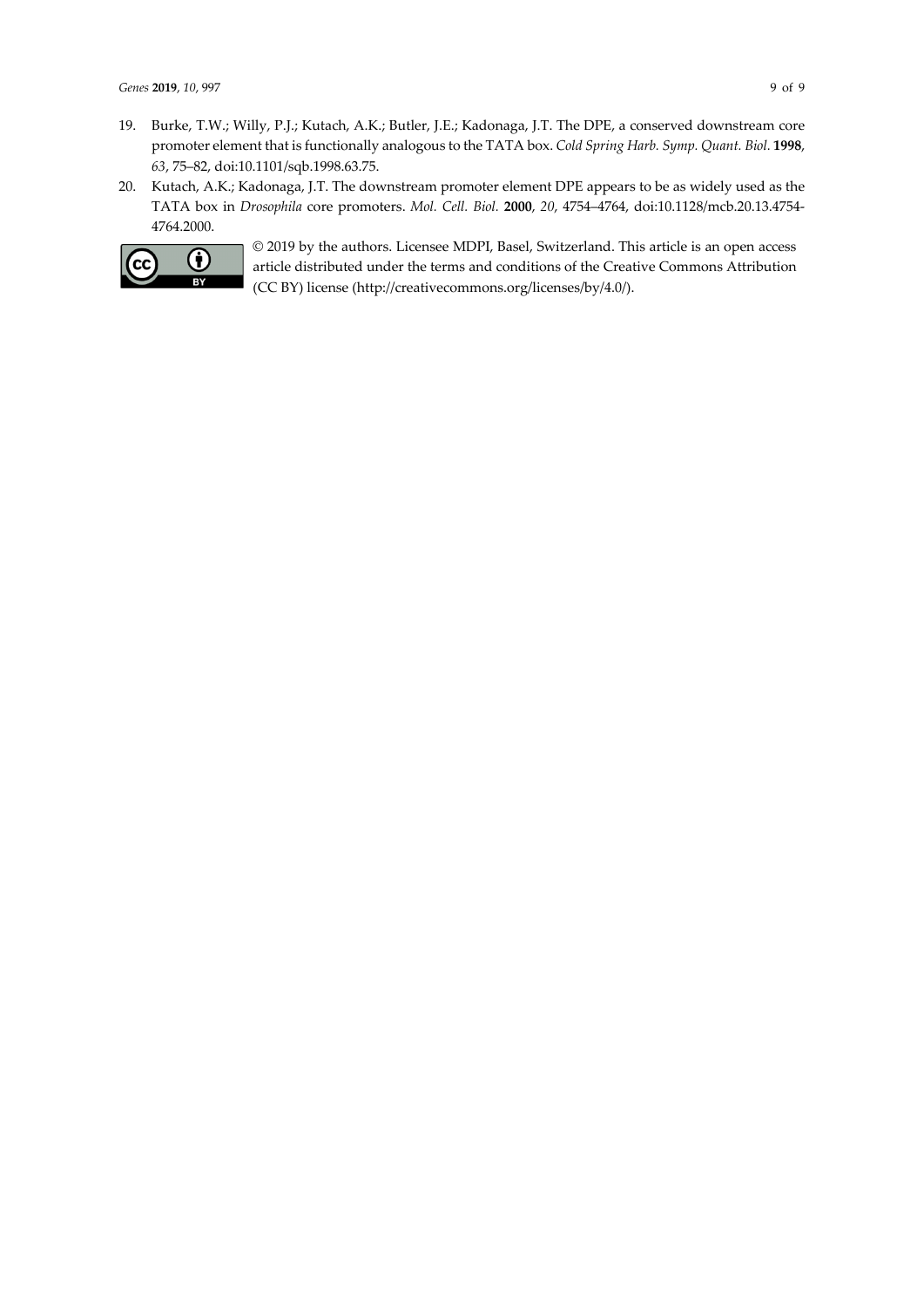19. Burke, T.W.; Willy, P.J.; Kutach, A.K.; Butler, J.E.; Kadonaga, J.T. The DPE, a conserved downstream core promoter element that is functionally analogous to the TATA box. *Cold Spring Harb. Symp. Quant. Biol.* **1998**, *63*, 75–82, doi:10.1101/sqb.1998.63.75.
20. Kutach, A.K.; Kadonaga, J.T. The downstream promoter element DPE appears to be as widely used as the TATA box in *Drosophila* core promoters. *Mol. Cell. Biol.* **2000**, *20*, 4754–4764, doi:10.1128/mcb.20.13.4754-4764.2000.

© 2019 by the authors. Licensee MDPI, Basel, Switzerland. This article is an open access article distributed under the terms and conditions of the Creative Commons Attribution (CC BY) license (http://creativecommons.org/licenses/by/4.0/).